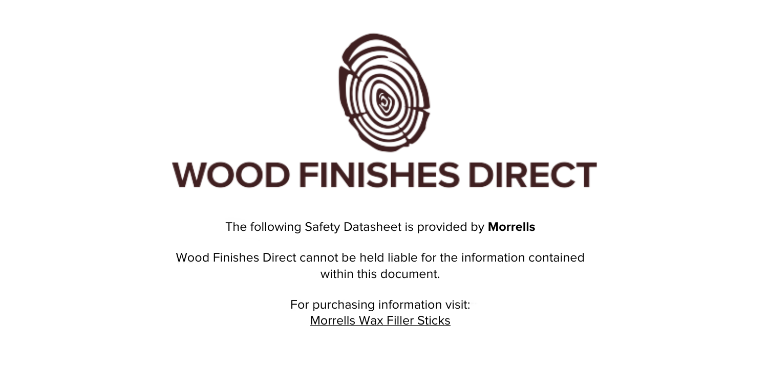# WOOD FINISHES DIRECT

The following Safety Datasheet is provided by **Morrells**

Wood Finishes Direct cannot be held liable for the information contained within this document.

For purchasing information visit:
Morrells Wax Filler Sticks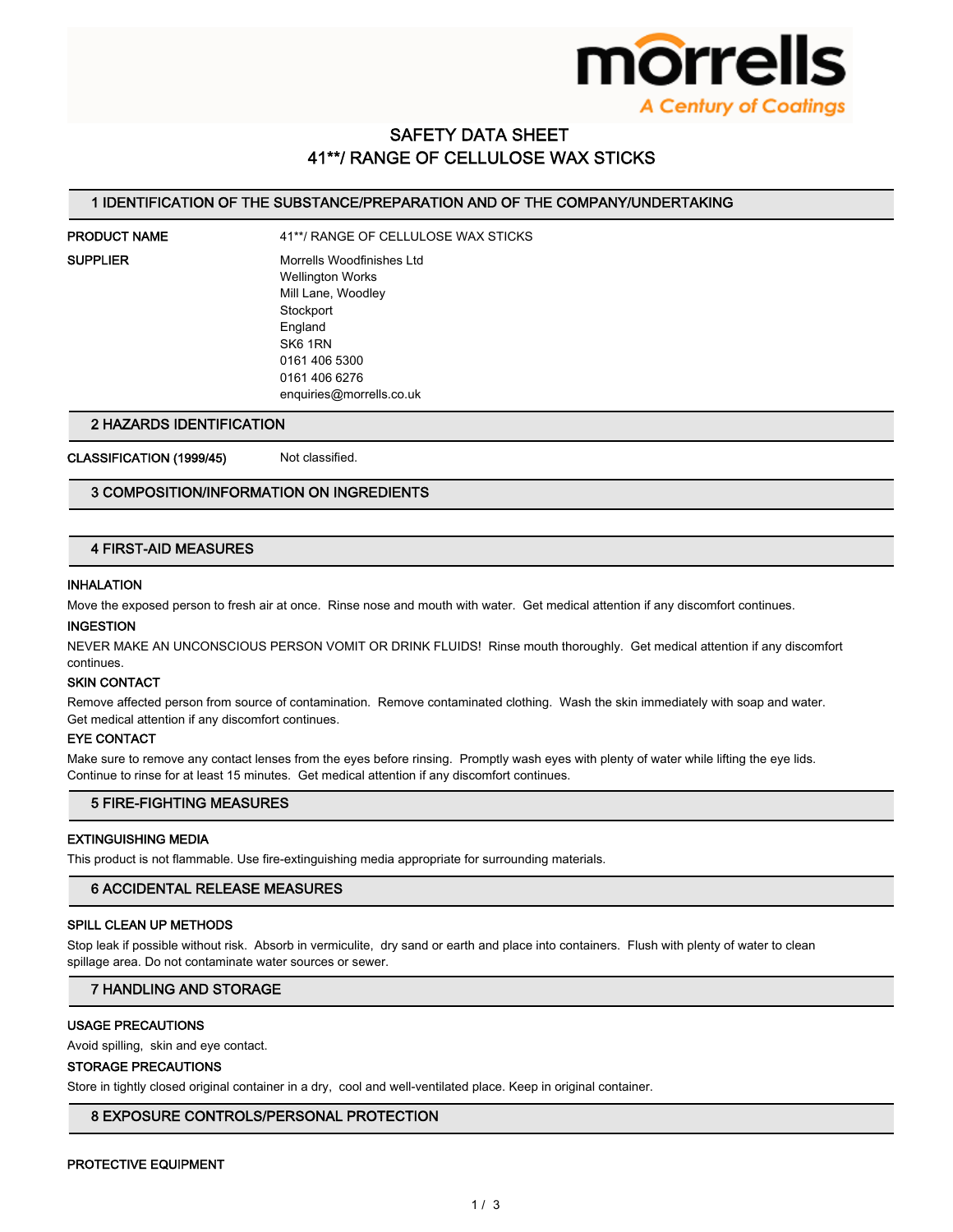# SAFETY DATA SHEET
# 41**/ RANGE OF CELLULOSE WAX STICKS

## 1 IDENTIFICATION OF THE SUBSTANCE/PREPARATION AND OF THE COMPANY/UNDERTAKING

**PRODUCT NAME** 41**/ RANGE OF CELLULOSE WAX STICKS

**SUPPLIER** Morrells Woodfinishes Ltd
Wellington Works
Mill Lane, Woodley
Stockport
England
SK6 1RN
0161 406 5300
0161 406 6276
enquiries@morrells.co.uk

## 2 HAZARDS IDENTIFICATION

**CLASSIFICATION (1999/45)** Not classified.

## 3 COMPOSITION/INFORMATION ON INGREDIENTS

## 4 FIRST-AID MEASURES

**INHALATION**

Move the exposed person to fresh air at once. Rinse nose and mouth with water. Get medical attention if any discomfort continues.

**INGESTION**

NEVER MAKE AN UNCONSCIOUS PERSON VOMIT OR DRINK FLUIDS! Rinse mouth thoroughly. Get medical attention if any discomfort continues.

**SKIN CONTACT**

Remove affected person from source of contamination. Remove contaminated clothing. Wash the skin immediately with soap and water. Get medical attention if any discomfort continues.

**EYE CONTACT**

Make sure to remove any contact lenses from the eyes before rinsing. Promptly wash eyes with plenty of water while lifting the eye lids. Continue to rinse for at least 15 minutes. Get medical attention if any discomfort continues.

## 5 FIRE-FIGHTING MEASURES

**EXTINGUISHING MEDIA**

This product is not flammable. Use fire-extinguishing media appropriate for surrounding materials.

## 6 ACCIDENTAL RELEASE MEASURES

**SPILL CLEAN UP METHODS**

Stop leak if possible without risk. Absorb in vermiculite, dry sand or earth and place into containers. Flush with plenty of water to clean spillage area. Do not contaminate water sources or sewer.

## 7 HANDLING AND STORAGE

**USAGE PRECAUTIONS**

Avoid spilling, skin and eye contact.

**STORAGE PRECAUTIONS**

Store in tightly closed original container in a dry, cool and well-ventilated place. Keep in original container.

## 8 EXPOSURE CONTROLS/PERSONAL PROTECTION

**PROTECTIVE EQUIPMENT**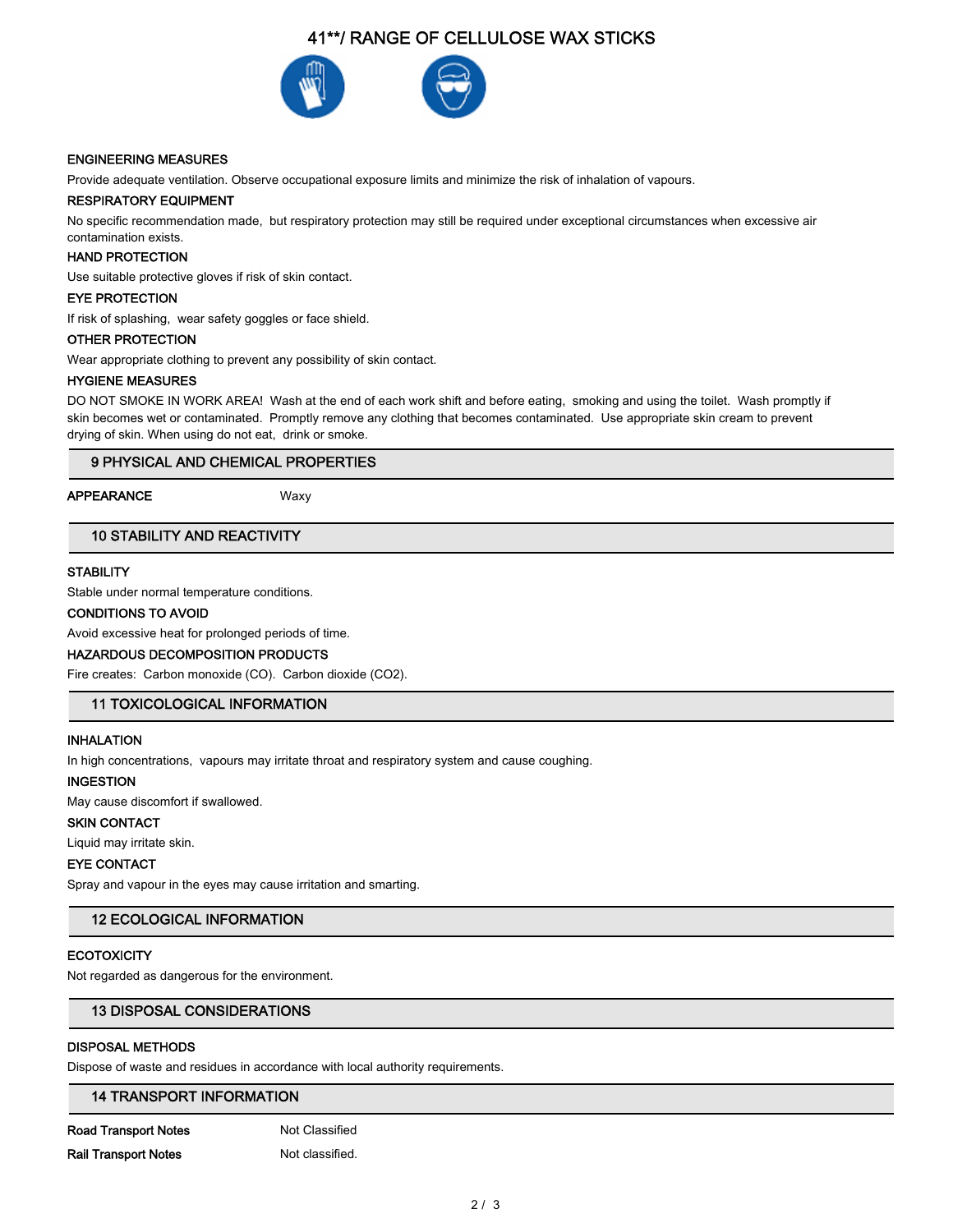# 41**/ RANGE OF CELLULOSE WAX STICKS

### ENGINEERING MEASURES

Provide adequate ventilation. Observe occupational exposure limits and minimize the risk of inhalation of vapours.

### RESPIRATORY EQUIPMENT

No specific recommendation made, but respiratory protection may still be required under exceptional circumstances when excessive air contamination exists.

### HAND PROTECTION

Use suitable protective gloves if risk of skin contact.

### EYE PROTECTION

If risk of splashing, wear safety goggles or face shield.

### OTHER PROTECTION

Wear appropriate clothing to prevent any possibility of skin contact.

### HYGIENE MEASURES

DO NOT SMOKE IN WORK AREA! Wash at the end of each work shift and before eating, smoking and using the toilet. Wash promptly if skin becomes wet or contaminated. Promptly remove any clothing that becomes contaminated. Use appropriate skin cream to prevent drying of skin. When using do not eat, drink or smoke.

## 9 PHYSICAL AND CHEMICAL PROPERTIES

| | |
|---|---|
| APPEARANCE | Waxy |

## 10 STABILITY AND REACTIVITY

### STABILITY

Stable under normal temperature conditions.

### CONDITIONS TO AVOID

Avoid excessive heat for prolonged periods of time.

### HAZARDOUS DECOMPOSITION PRODUCTS

Fire creates: Carbon monoxide (CO). Carbon dioxide ($CO_2$).

## 11 TOXICOLOGICAL INFORMATION

### INHALATION

In high concentrations, vapours may irritate throat and respiratory system and cause coughing.

### INGESTION

May cause discomfort if swallowed.

### SKIN CONTACT

Liquid may irritate skin.

### EYE CONTACT

Spray and vapour in the eyes may cause irritation and smarting.

## 12 ECOLOGICAL INFORMATION

### ECOTOXICITY

Not regarded as dangerous for the environment.

## 13 DISPOSAL CONSIDERATIONS

### DISPOSAL METHODS

Dispose of waste and residues in accordance with local authority requirements.

## 14 TRANSPORT INFORMATION

| | |
|---|---|
| Road Transport Notes | Not Classified |
| Rail Transport Notes | Not classified. |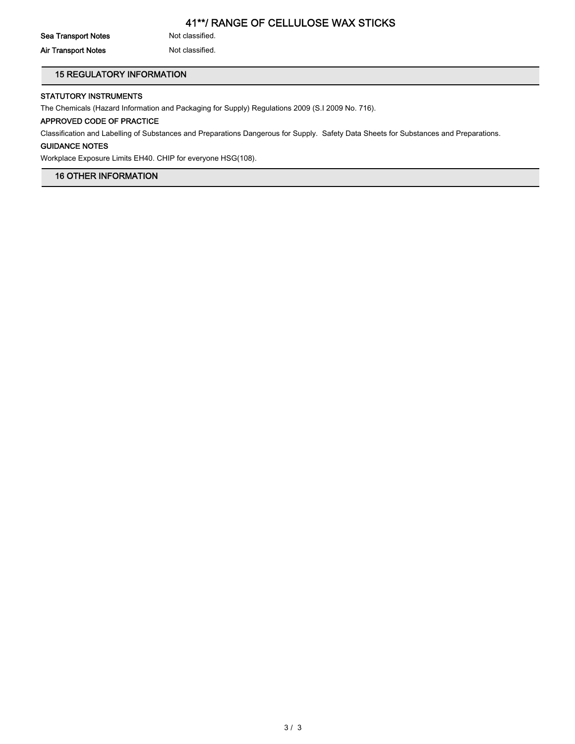| | |
|---|---|
| **Sea Transport Notes** | Not classified. |
| **Air Transport Notes** | Not classified. |

## 15 REGULATORY INFORMATION

### STATUTORY INSTRUMENTS

The Chemicals (Hazard Information and Packaging for Supply) Regulations 2009 (S.I 2009 No. 716).

### APPROVED CODE OF PRACTICE

Classification and Labelling of Substances and Preparations Dangerous for Supply. Safety Data Sheets for Substances and Preparations.

### GUIDANCE NOTES

Workplace Exposure Limits EH40. CHIP for everyone HSG(108).

## 16 OTHER INFORMATION